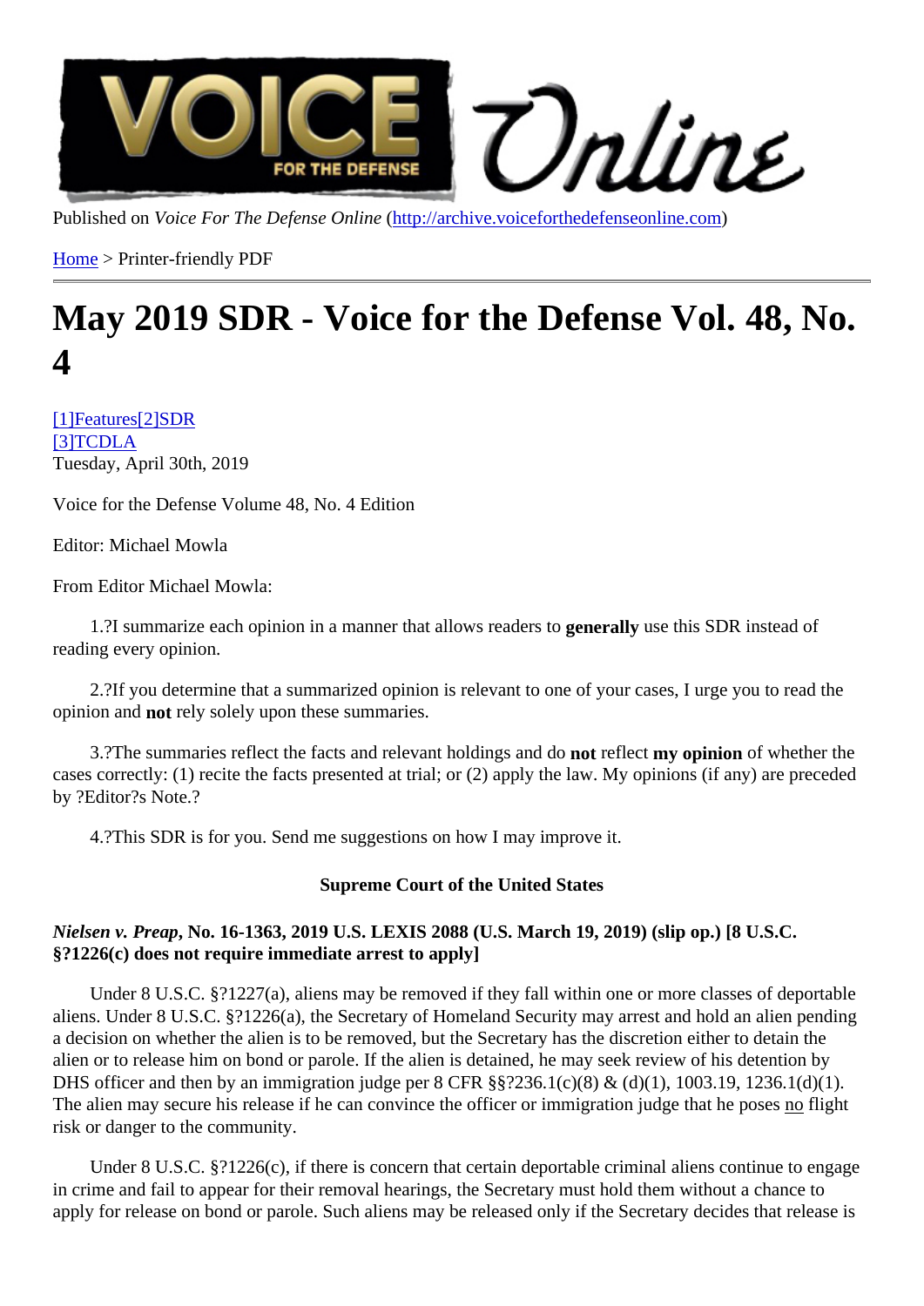Published on *Voice For The Defense Online* (http://archive.voiceforthedefenseonline.com)

Home > Printer-friendly PDF

# May 2019 SDR - Voice for the Defense Vol. 48, No. 4

[1]Features[2]SDR
[3]TCDLA
Tuesday, April 30th, 2019

Voice for the Defense Volume 48, No. 4 Edition

Editor: Michael Mowla

From Editor Michael Mowla:

1.?I summarize each opinion in a manner that allows readers to **generally** use this SDR instead of reading every opinion.

2.?If you determine that a summarized opinion is relevant to one of your cases, I urge you to read the opinion and **not** rely solely upon these summaries.

3.?The summaries reflect the facts and relevant holdings and do **not** reflect **my opinion** of whether the cases correctly: (1) recite the facts presented at trial; or (2) apply the law. My opinions (if any) are preceded by ?Editor?s Note.?

4.?This SDR is for you. Send me suggestions on how I may improve it.

**Supreme Court of the United States**

***Nielsen v. Preap*, No. 16-1363, 2019 U.S. LEXIS 2088 (U.S. March 19, 2019) (slip op.) [8 U.S.C. §?1226(c) does not require immediate arrest to apply]**

Under 8 U.S.C. §?1227(a), aliens may be removed if they fall within one or more classes of deportable aliens. Under 8 U.S.C. §?1226(a), the Secretary of Homeland Security may arrest and hold an alien pending a decision on whether the alien is to be removed, but the Secretary has the discretion either to detain the alien or to release him on bond or parole. If the alien is detained, he may seek review of his detention by DHS officer and then by an immigration judge per 8 CFR §§?236.1(c)(8) & (d)(1), 1003.19, 1236.1(d)(1). The alien may secure his release if he can convince the officer or immigration judge that he poses no flight risk or danger to the community.

Under 8 U.S.C. §?1226(c), if there is concern that certain deportable criminal aliens continue to engage in crime and fail to appear for their removal hearings, the Secretary must hold them without a chance to apply for release on bond or parole. Such aliens may be released only if the Secretary decides that release is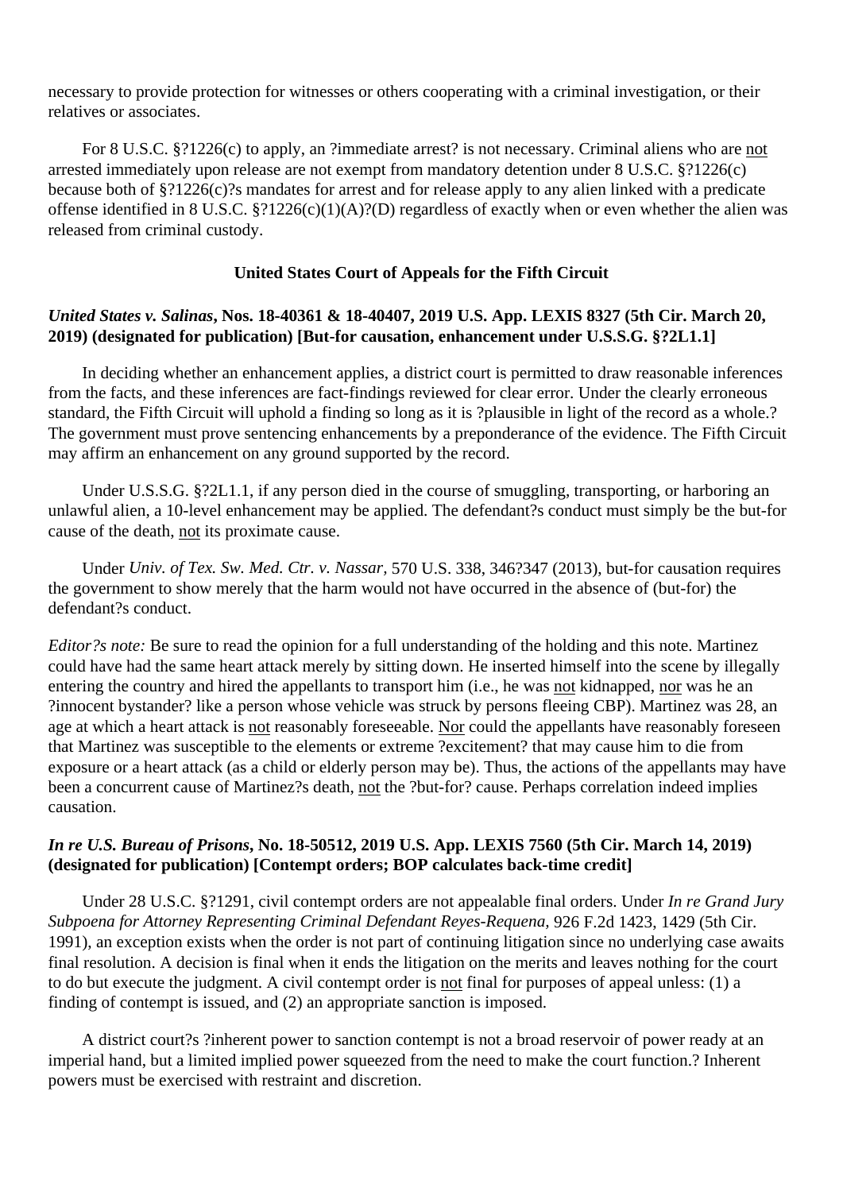necessary to provide protection for witnesses or others cooperating with a criminal investigation, or their relatives or associates.

For 8 U.S.C. §?1226(c) to apply, an ?immediate arrest? is not necessary. Criminal aliens who are not arrested immediately upon release are not exempt from mandatory detention under 8 U.S.C. §?1226(c) because both of §?1226(c)?s mandates for arrest and for release apply to any alien linked with a predicate offense identified in 8 U.S.C. §?1226(c)(1)(A)?(D) regardless of exactly when or even whether the alien was released from criminal custody.

## United States Court of Appeals for the Fifth Circuit

### *United States v. Salinas*, Nos. 18-40361 & 18-40407, 2019 U.S. App. LEXIS 8327 (5th Cir. March 20, 2019) (designated for publication) [But-for causation, enhancement under U.S.S.G. §?2L1.1]

In deciding whether an enhancement applies, a district court is permitted to draw reasonable inferences from the facts, and these inferences are fact-findings reviewed for clear error. Under the clearly erroneous standard, the Fifth Circuit will uphold a finding so long as it is ?plausible in light of the record as a whole.? The government must prove sentencing enhancements by a preponderance of the evidence. The Fifth Circuit may affirm an enhancement on any ground supported by the record.

Under U.S.S.G. §?2L1.1, if any person died in the course of smuggling, transporting, or harboring an unlawful alien, a 10-level enhancement may be applied. The defendant?s conduct must simply be the but-for cause of the death, not its proximate cause.

Under *Univ. of Tex. Sw. Med. Ctr. v. Nassar,* 570 U.S. 338, 346?347 (2013), but-for causation requires the government to show merely that the harm would not have occurred in the absence of (but-for) the defendant?s conduct.

*Editor?s note:* Be sure to read the opinion for a full understanding of the holding and this note. Martinez could have had the same heart attack merely by sitting down. He inserted himself into the scene by illegally entering the country and hired the appellants to transport him (i.e., he was not kidnapped, nor was he an ?innocent bystander? like a person whose vehicle was struck by persons fleeing CBP). Martinez was 28, an age at which a heart attack is not reasonably foreseeable. Nor could the appellants have reasonably foreseen that Martinez was susceptible to the elements or extreme ?excitement? that may cause him to die from exposure or a heart attack (as a child or elderly person may be). Thus, the actions of the appellants may have been a concurrent cause of Martinez?s death, not the ?but-for? cause. Perhaps correlation indeed implies causation.

### *In re U.S. Bureau of Prisons*, No. 18-50512, 2019 U.S. App. LEXIS 7560 (5th Cir. March 14, 2019) (designated for publication) [Contempt orders; BOP calculates back-time credit]

Under 28 U.S.C. §?1291, civil contempt orders are not appealable final orders. Under *In re Grand Jury Subpoena for Attorney Representing Criminal Defendant Reyes-Requena,* 926 F.2d 1423, 1429 (5th Cir. 1991), an exception exists when the order is not part of continuing litigation since no underlying case awaits final resolution. A decision is final when it ends the litigation on the merits and leaves nothing for the court to do but execute the judgment. A civil contempt order is not final for purposes of appeal unless: (1) a finding of contempt is issued, and (2) an appropriate sanction is imposed.

A district court?s ?inherent power to sanction contempt is not a broad reservoir of power ready at an imperial hand, but a limited implied power squeezed from the need to make the court function.? Inherent powers must be exercised with restraint and discretion.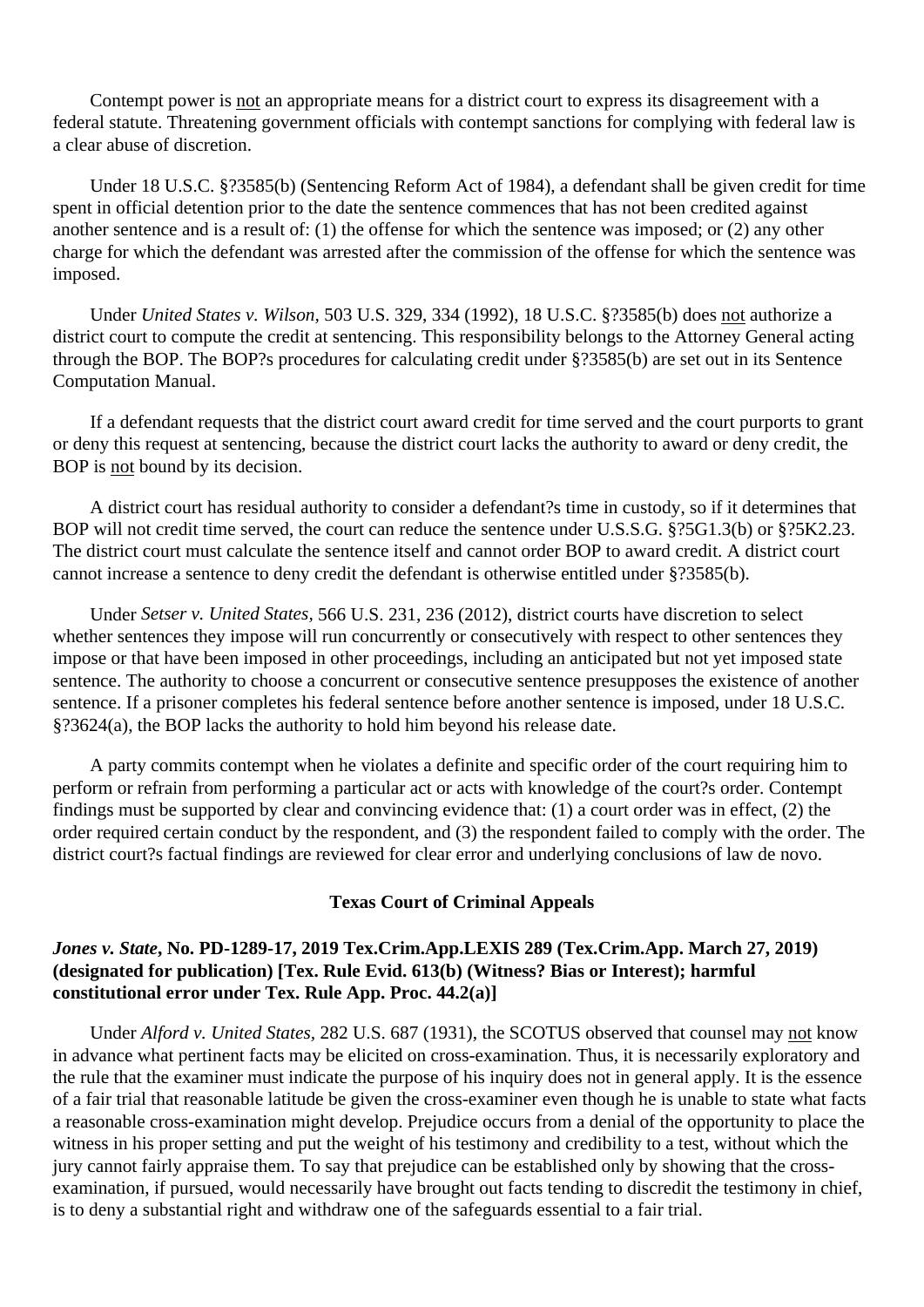Contempt power is not an appropriate means for a district court to express its disagreement with a federal statute. Threatening government officials with contempt sanctions for complying with federal law is a clear abuse of discretion.

Under 18 U.S.C. §?3585(b) (Sentencing Reform Act of 1984), a defendant shall be given credit for time spent in official detention prior to the date the sentence commences that has not been credited against another sentence and is a result of: (1) the offense for which the sentence was imposed; or (2) any other charge for which the defendant was arrested after the commission of the offense for which the sentence was imposed.

Under *United States v. Wilson*, 503 U.S. 329, 334 (1992), 18 U.S.C. §?3585(b) does not authorize a district court to compute the credit at sentencing. This responsibility belongs to the Attorney General acting through the BOP. The BOP?s procedures for calculating credit under §?3585(b) are set out in its Sentence Computation Manual.

If a defendant requests that the district court award credit for time served and the court purports to grant or deny this request at sentencing, because the district court lacks the authority to award or deny credit, the BOP is not bound by its decision.

A district court has residual authority to consider a defendant?s time in custody, so if it determines that BOP will not credit time served, the court can reduce the sentence under U.S.S.G. §?5G1.3(b) or §?5K2.23. The district court must calculate the sentence itself and cannot order BOP to award credit. A district court cannot increase a sentence to deny credit the defendant is otherwise entitled under §?3585(b).

Under *Setser v. United States*, 566 U.S. 231, 236 (2012), district courts have discretion to select whether sentences they impose will run concurrently or consecutively with respect to other sentences they impose or that have been imposed in other proceedings, including an anticipated but not yet imposed state sentence. The authority to choose a concurrent or consecutive sentence presupposes the existence of another sentence. If a prisoner completes his federal sentence before another sentence is imposed, under 18 U.S.C. §?3624(a), the BOP lacks the authority to hold him beyond his release date.

A party commits contempt when he violates a definite and specific order of the court requiring him to perform or refrain from performing a particular act or acts with knowledge of the court?s order. Contempt findings must be supported by clear and convincing evidence that: (1) a court order was in effect, (2) the order required certain conduct by the respondent, and (3) the respondent failed to comply with the order. The district court?s factual findings are reviewed for clear error and underlying conclusions of law de novo.

## Texas Court of Criminal Appeals

### *Jones v. State*, No. PD-1289-17, 2019 Tex.Crim.App.LEXIS 289 (Tex.Crim.App. March 27, 2019) (designated for publication) [Tex. Rule Evid. 613(b) (Witness? Bias or Interest); harmful constitutional error under Tex. Rule App. Proc. 44.2(a)]

Under *Alford v. United States*, 282 U.S. 687 (1931), the SCOTUS observed that counsel may not know in advance what pertinent facts may be elicited on cross-examination. Thus, it is necessarily exploratory and the rule that the examiner must indicate the purpose of his inquiry does not in general apply. It is the essence of a fair trial that reasonable latitude be given the cross-examiner even though he is unable to state what facts a reasonable cross-examination might develop. Prejudice occurs from a denial of the opportunity to place the witness in his proper setting and put the weight of his testimony and credibility to a test, without which the jury cannot fairly appraise them. To say that prejudice can be established only by showing that the cross-examination, if pursued, would necessarily have brought out facts tending to discredit the testimony in chief, is to deny a substantial right and withdraw one of the safeguards essential to a fair trial.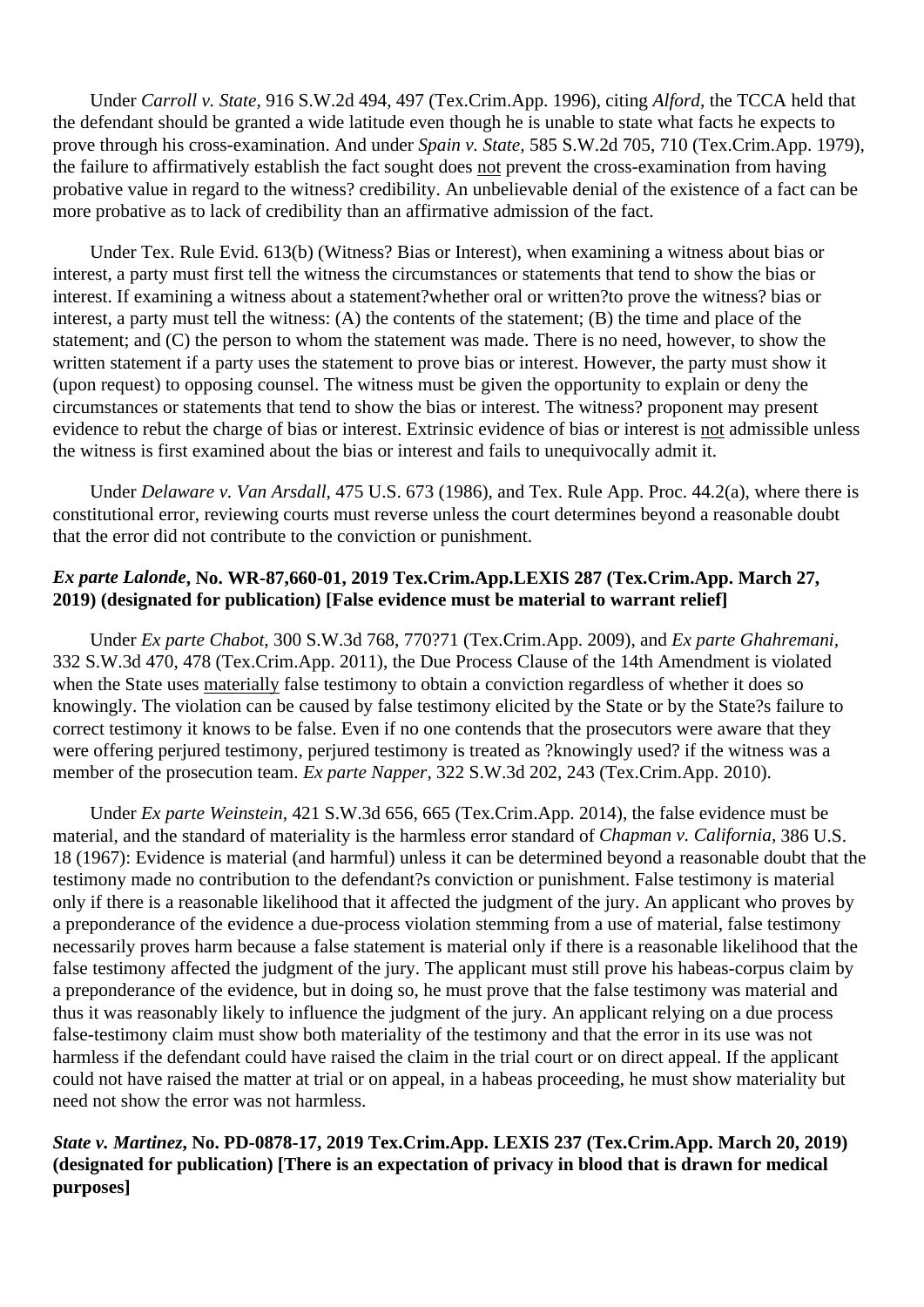Under *Carroll v. State*, 916 S.W.2d 494, 497 (Tex.Crim.App. 1996), citing *Alford*, the TCCA held that the defendant should be granted a wide latitude even though he is unable to state what facts he expects to prove through his cross-examination. And under *Spain v. State*, 585 S.W.2d 705, 710 (Tex.Crim.App. 1979), the failure to affirmatively establish the fact sought does not prevent the cross-examination from having probative value in regard to the witness? credibility. An unbelievable denial of the existence of a fact can be more probative as to lack of credibility than an affirmative admission of the fact.

Under Tex. Rule Evid. 613(b) (Witness? Bias or Interest), when examining a witness about bias or interest, a party must first tell the witness the circumstances or statements that tend to show the bias or interest. If examining a witness about a statement?whether oral or written?to prove the witness? bias or interest, a party must tell the witness: (A) the contents of the statement; (B) the time and place of the statement; and (C) the person to whom the statement was made. There is no need, however, to show the written statement if a party uses the statement to prove bias or interest. However, the party must show it (upon request) to opposing counsel. The witness must be given the opportunity to explain or deny the circumstances or statements that tend to show the bias or interest. The witness? proponent may present evidence to rebut the charge of bias or interest. Extrinsic evidence of bias or interest is not admissible unless the witness is first examined about the bias or interest and fails to unequivocally admit it.

Under *Delaware v. Van Arsdall*, 475 U.S. 673 (1986), and Tex. Rule App. Proc. 44.2(a), where there is constitutional error, reviewing courts must reverse unless the court determines beyond a reasonable doubt that the error did not contribute to the conviction or punishment.

**_Ex parte Lalonde_, No. WR-87,660-01, 2019 Tex.Crim.App.LEXIS 287 (Tex.Crim.App. March 27, 2019) (designated for publication) [False evidence must be material to warrant relief]**

Under *Ex parte Chabot*, 300 S.W.3d 768, 770?71 (Tex.Crim.App. 2009), and *Ex parte Ghahremani*, 332 S.W.3d 470, 478 (Tex.Crim.App. 2011), the Due Process Clause of the 14th Amendment is violated when the State uses materially false testimony to obtain a conviction regardless of whether it does so knowingly. The violation can be caused by false testimony elicited by the State or by the State?s failure to correct testimony it knows to be false. Even if no one contends that the prosecutors were aware that they were offering perjured testimony, perjured testimony is treated as ?knowingly used? if the witness was a member of the prosecution team. *Ex parte Napper*, 322 S.W.3d 202, 243 (Tex.Crim.App. 2010).

Under *Ex parte Weinstein*, 421 S.W.3d 656, 665 (Tex.Crim.App. 2014), the false evidence must be material, and the standard of materiality is the harmless error standard of *Chapman v. California*, 386 U.S. 18 (1967): Evidence is material (and harmful) unless it can be determined beyond a reasonable doubt that the testimony made no contribution to the defendant?s conviction or punishment. False testimony is material only if there is a reasonable likelihood that it affected the judgment of the jury. An applicant who proves by a preponderance of the evidence a due-process violation stemming from a use of material, false testimony necessarily proves harm because a false statement is material only if there is a reasonable likelihood that the false testimony affected the judgment of the jury. The applicant must still prove his habeas-corpus claim by a preponderance of the evidence, but in doing so, he must prove that the false testimony was material and thus it was reasonably likely to influence the judgment of the jury. An applicant relying on a due process false-testimony claim must show both materiality of the testimony and that the error in its use was not harmless if the defendant could have raised the claim in the trial court or on direct appeal. If the applicant could not have raised the matter at trial or on appeal, in a habeas proceeding, he must show materiality but need not show the error was not harmless.

**_State v. Martinez_, No. PD-0878-17, 2019 Tex.Crim.App. LEXIS 237 (Tex.Crim.App. March 20, 2019) (designated for publication) [There is an expectation of privacy in blood that is drawn for medical purposes]**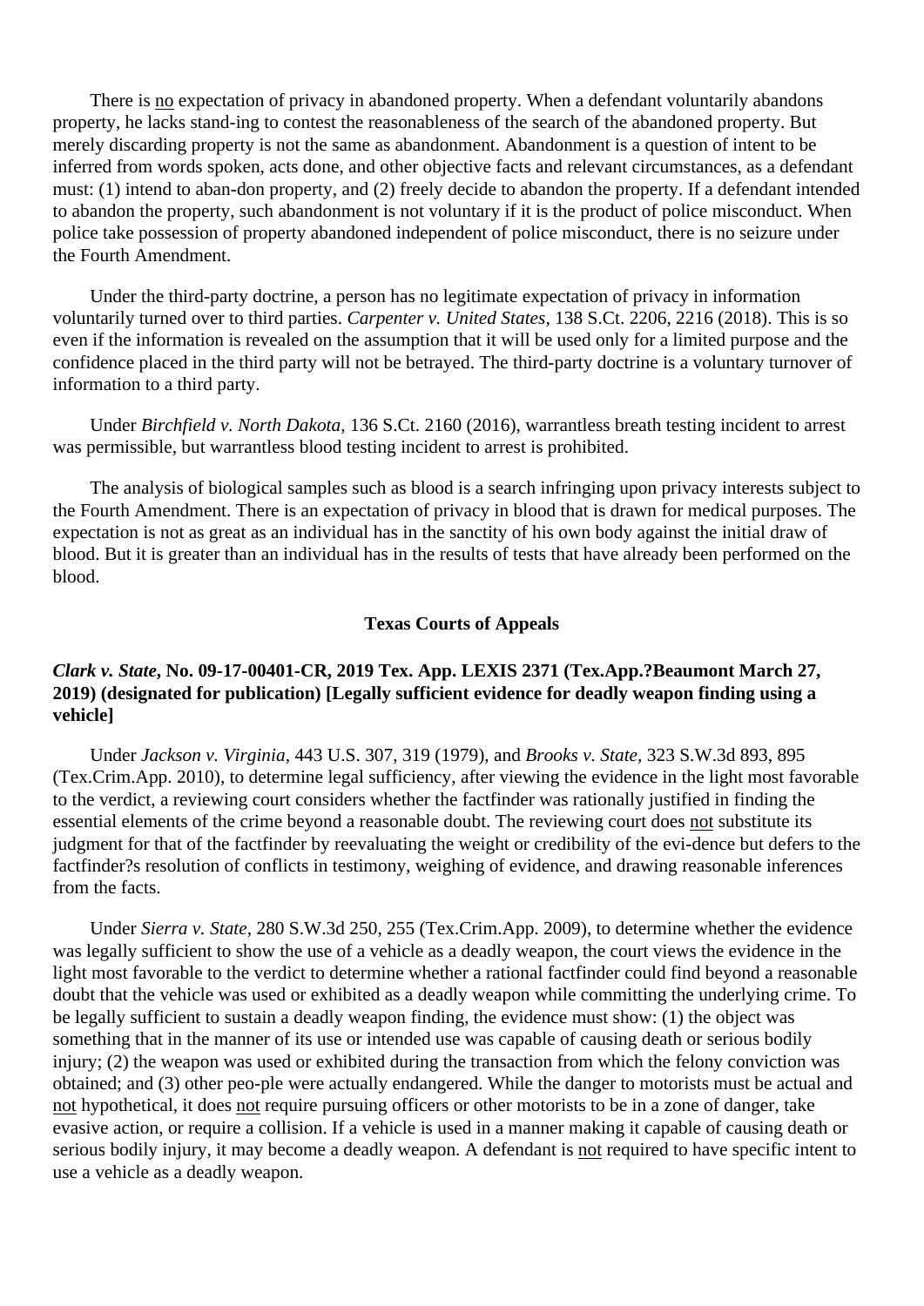There is <u>no</u> expectation of privacy in abandoned property. When a defendant voluntarily abandons property, he lacks stand-ing to contest the reasonableness of the search of the abandoned property. But merely discarding property is not the same as abandonment. Abandonment is a question of intent to be inferred from words spoken, acts done, and other objective facts and relevant circumstances, as a defendant must: (1) intend to aban-don property, and (2) freely decide to abandon the property. If a defendant intended to abandon the property, such abandonment is not voluntary if it is the product of police misconduct. When police take possession of property abandoned independent of police misconduct, there is no seizure under the Fourth Amendment.

Under the third-party doctrine, a person has no legitimate expectation of privacy in information voluntarily turned over to third parties. *Carpenter v. United States*, 138 S.Ct. 2206, 2216 (2018). This is so even if the information is revealed on the assumption that it will be used only for a limited purpose and the confidence placed in the third party will not be betrayed. The third-party doctrine is a voluntary turnover of information to a third party.

Under *Birchfield v. North Dakota*, 136 S.Ct. 2160 (2016), warrantless breath testing incident to arrest was permissible, but warrantless blood testing incident to arrest is prohibited.

The analysis of biological samples such as blood is a search infringing upon privacy interests subject to the Fourth Amendment. There is an expectation of privacy in blood that is drawn for medical purposes. The expectation is not as great as an individual has in the sanctity of his own body against the initial draw of blood. But it is greater than an individual has in the results of tests that have already been performed on the blood.

## Texas Courts of Appeals

### *Clark v. State*, No. 09-17-00401-CR, 2019 Tex. App. LEXIS 2371 (Tex.App.?Beaumont March 27, 2019) (designated for publication) [Legally sufficient evidence for deadly weapon finding using a vehicle]

Under *Jackson v. Virginia*, 443 U.S. 307, 319 (1979), and *Brooks v. State*, 323 S.W.3d 893, 895 (Tex.Crim.App. 2010), to determine legal sufficiency, after viewing the evidence in the light most favorable to the verdict, a reviewing court considers whether the factfinder was rationally justified in finding the essential elements of the crime beyond a reasonable doubt. The reviewing court does <u>not</u> substitute its judgment for that of the factfinder by reevaluating the weight or credibility of the evi-dence but defers to the factfinder?s resolution of conflicts in testimony, weighing of evidence, and drawing reasonable inferences from the facts.

Under *Sierra v. State*, 280 S.W.3d 250, 255 (Tex.Crim.App. 2009), to determine whether the evidence was legally sufficient to show the use of a vehicle as a deadly weapon, the court views the evidence in the light most favorable to the verdict to determine whether a rational factfinder could find beyond a reasonable doubt that the vehicle was used or exhibited as a deadly weapon while committing the underlying crime. To be legally sufficient to sustain a deadly weapon finding, the evidence must show: (1) the object was something that in the manner of its use or intended use was capable of causing death or serious bodily injury; (2) the weapon was used or exhibited during the transaction from which the felony conviction was obtained; and (3) other peo-ple were actually endangered. While the danger to motorists must be actual and <u>not</u> hypothetical, it does <u>not</u> require pursuing officers or other motorists to be in a zone of danger, take evasive action, or require a collision. If a vehicle is used in a manner making it capable of causing death or serious bodily injury, it may become a deadly weapon. A defendant is <u>not</u> required to have specific intent to use a vehicle as a deadly weapon.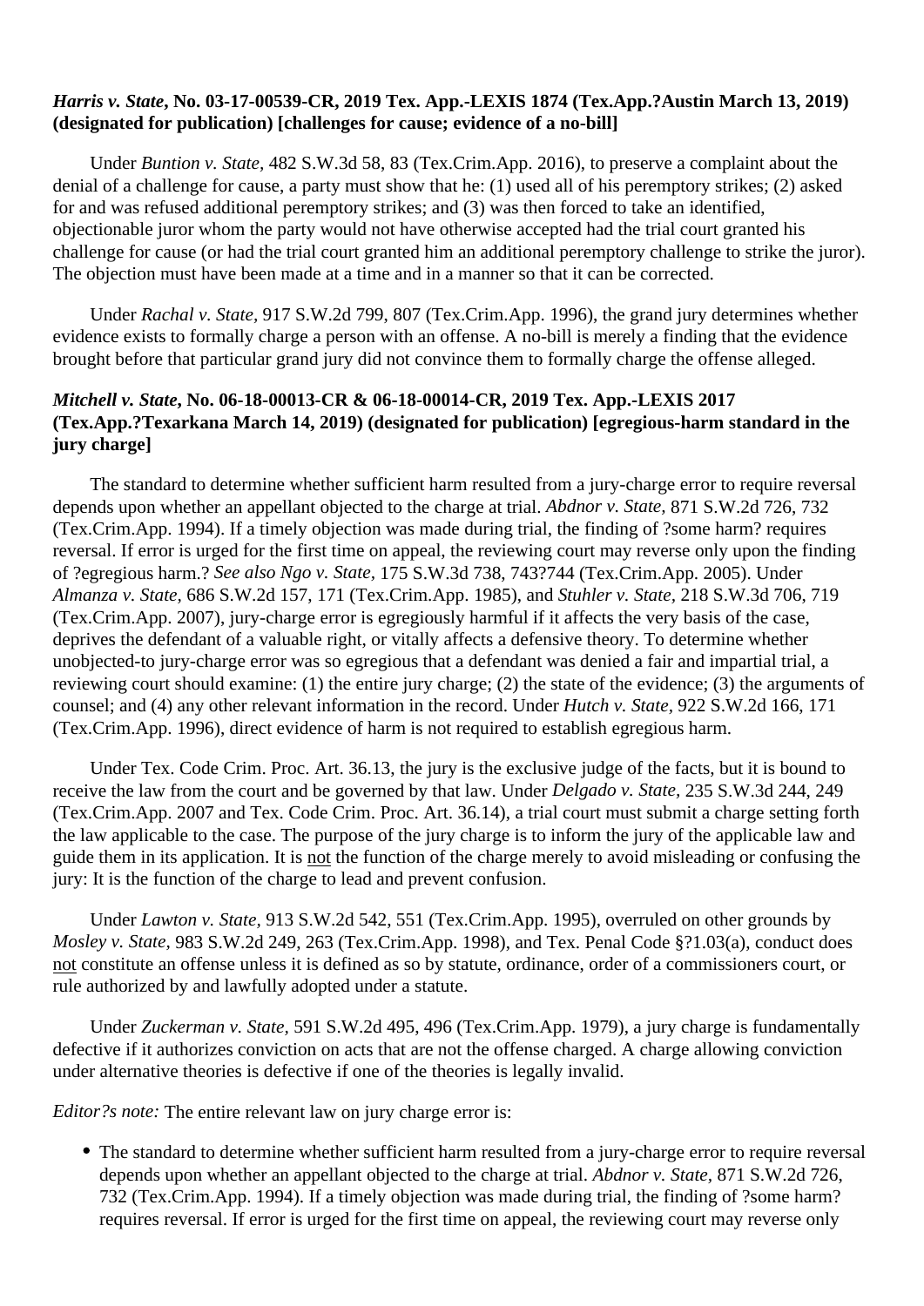***Harris v. State*, No. 03-17-00539-CR, 2019 Tex. App.-LEXIS 1874 (Tex.App.?Austin March 13, 2019) (designated for publication) [challenges for cause; evidence of a no-bill]**

Under *Buntion v. State,* 482 S.W.3d 58, 83 (Tex.Crim.App. 2016), to preserve a complaint about the denial of a challenge for cause, a party must show that he: (1) used all of his peremptory strikes; (2) asked for and was refused additional peremptory strikes; and (3) was then forced to take an identified, objectionable juror whom the party would not have otherwise accepted had the trial court granted his challenge for cause (or had the trial court granted him an additional peremptory challenge to strike the juror). The objection must have been made at a time and in a manner so that it can be corrected.

Under *Rachal v. State,* 917 S.W.2d 799, 807 (Tex.Crim.App. 1996), the grand jury determines whether evidence exists to formally charge a person with an offense. A no-bill is merely a finding that the evidence brought before that particular grand jury did not convince them to formally charge the offense alleged.

***Mitchell v. State*, No. 06-18-00013-CR & 06-18-00014-CR, 2019 Tex. App.-LEXIS 2017 (Tex.App.?Texarkana March 14, 2019) (designated for publication) [egregious-harm standard in the jury charge]**

The standard to determine whether sufficient harm resulted from a jury-charge error to require reversal depends upon whether an appellant objected to the charge at trial. *Abdnor v. State,* 871 S.W.2d 726, 732 (Tex.Crim.App. 1994). If a timely objection was made during trial, the finding of ?some harm? requires reversal. If error is urged for the first time on appeal, the reviewing court may reverse only upon the finding of ?egregious harm.? *See also Ngo v. State,* 175 S.W.3d 738, 743?744 (Tex.Crim.App. 2005). Under *Almanza v. State,* 686 S.W.2d 157, 171 (Tex.Crim.App. 1985), and *Stuhler v. State*, 218 S.W.3d 706, 719 (Tex.Crim.App. 2007), jury-charge error is egregiously harmful if it affects the very basis of the case, deprives the defendant of a valuable right, or vitally affects a defensive theory. To determine whether unobjected-to jury-charge error was so egregious that a defendant was denied a fair and impartial trial, a reviewing court should examine: (1) the entire jury charge; (2) the state of the evidence; (3) the arguments of counsel; and (4) any other relevant information in the record. Under *Hutch v. State,* 922 S.W.2d 166, 171 (Tex.Crim.App. 1996), direct evidence of harm is not required to establish egregious harm.

Under Tex. Code Crim. Proc. Art. 36.13, the jury is the exclusive judge of the facts, but it is bound to receive the law from the court and be governed by that law. Under *Delgado v. State,* 235 S.W.3d 244, 249 (Tex.Crim.App. 2007 and Tex. Code Crim. Proc. Art. 36.14), a trial court must submit a charge setting forth the law applicable to the case. The purpose of the jury charge is to inform the jury of the applicable law and guide them in its application. It is <u>not</u> the function of the charge merely to avoid misleading or confusing the jury: It is the function of the charge to lead and prevent confusion.

Under *Lawton v. State,* 913 S.W.2d 542, 551 (Tex.Crim.App. 1995), overruled on other grounds by *Mosley v. State,* 983 S.W.2d 249, 263 (Tex.Crim.App. 1998), and Tex. Penal Code §?1.03(a), conduct does <u>not</u> constitute an offense unless it is defined as so by statute, ordinance, order of a commissioners court, or rule authorized by and lawfully adopted under a statute.

Under *Zuckerman v. State,* 591 S.W.2d 495, 496 (Tex.Crim.App. 1979), a jury charge is fundamentally defective if it authorizes conviction on acts that are not the offense charged. A charge allowing conviction under alternative theories is defective if one of the theories is legally invalid.

*Editor?s note:* The entire relevant law on jury charge error is:

- The standard to determine whether sufficient harm resulted from a jury-charge error to require reversal depends upon whether an appellant objected to the charge at trial. *Abdnor v. State,* 871 S.W.2d 726, 732 (Tex.Crim.App. 1994). If a timely objection was made during trial, the finding of ?some harm? requires reversal. If error is urged for the first time on appeal, the reviewing court may reverse only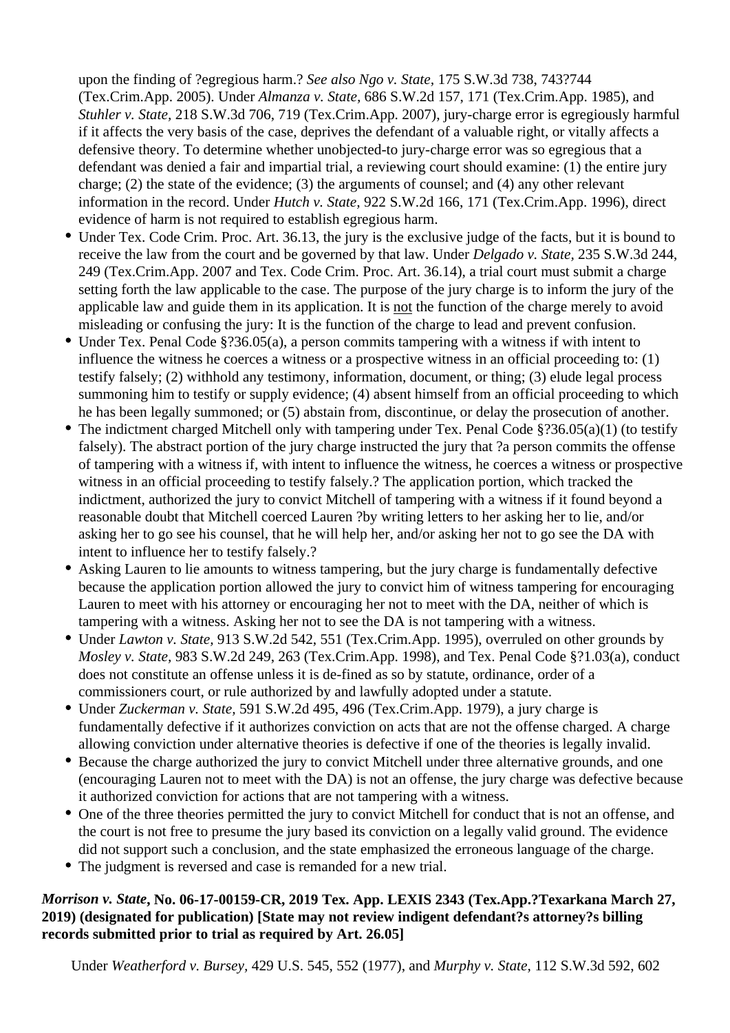upon the finding of ?egregious harm.? *See also Ngo v. State*, 175 S.W.3d 738, 743?744 (Tex.Crim.App. 2005). Under *Almanza v. State*, 686 S.W.2d 157, 171 (Tex.Crim.App. 1985), and *Stuhler v. State*, 218 S.W.3d 706, 719 (Tex.Crim.App. 2007), jury-charge error is egregiously harmful if it affects the very basis of the case, deprives the defendant of a valuable right, or vitally affects a defensive theory. To determine whether unobjected-to jury-charge error was so egregious that a defendant was denied a fair and impartial trial, a reviewing court should examine: (1) the entire jury charge; (2) the state of the evidence; (3) the arguments of counsel; and (4) any other relevant information in the record. Under *Hutch v. State*, 922 S.W.2d 166, 171 (Tex.Crim.App. 1996), direct evidence of harm is not required to establish egregious harm.

- Under Tex. Code Crim. Proc. Art. 36.13, the jury is the exclusive judge of the facts, but it is bound to receive the law from the court and be governed by that law. Under *Delgado v. State*, 235 S.W.3d 244, 249 (Tex.Crim.App. 2007 and Tex. Code Crim. Proc. Art. 36.14), a trial court must submit a charge setting forth the law applicable to the case. The purpose of the jury charge is to inform the jury of the applicable law and guide them in its application. It is <u>not</u> the function of the charge merely to avoid misleading or confusing the jury: It is the function of the charge to lead and prevent confusion.
- Under Tex. Penal Code §?36.05(a), a person commits tampering with a witness if with intent to influence the witness he coerces a witness or a prospective witness in an official proceeding to: (1) testify falsely; (2) withhold any testimony, information, document, or thing; (3) elude legal process summoning him to testify or supply evidence; (4) absent himself from an official proceeding to which he has been legally summoned; or (5) abstain from, discontinue, or delay the prosecution of another.
- The indictment charged Mitchell only with tampering under Tex. Penal Code §?36.05(a)(1) (to testify falsely). The abstract portion of the jury charge instructed the jury that ?a person commits the offense of tampering with a witness if, with intent to influence the witness, he coerces a witness or prospective witness in an official proceeding to testify falsely.? The application portion, which tracked the indictment, authorized the jury to convict Mitchell of tampering with a witness if it found beyond a reasonable doubt that Mitchell coerced Lauren ?by writing letters to her asking her to lie, and/or asking her to go see his counsel, that he will help her, and/or asking her not to go see the DA with intent to influence her to testify falsely.?
- Asking Lauren to lie amounts to witness tampering, but the jury charge is fundamentally defective because the application portion allowed the jury to convict him of witness tampering for encouraging Lauren to meet with his attorney or encouraging her not to meet with the DA, neither of which is tampering with a witness. Asking her not to see the DA is not tampering with a witness.
- Under *Lawton v. State*, 913 S.W.2d 542, 551 (Tex.Crim.App. 1995), overruled on other grounds by *Mosley v. State*, 983 S.W.2d 249, 263 (Tex.Crim.App. 1998), and Tex. Penal Code §?1.03(a), conduct does not constitute an offense unless it is de-fined as so by statute, ordinance, order of a commissioners court, or rule authorized by and lawfully adopted under a statute.
- Under *Zuckerman v. State*, 591 S.W.2d 495, 496 (Tex.Crim.App. 1979), a jury charge is fundamentally defective if it authorizes conviction on acts that are not the offense charged. A charge allowing conviction under alternative theories is defective if one of the theories is legally invalid.
- Because the charge authorized the jury to convict Mitchell under three alternative grounds, and one (encouraging Lauren not to meet with the DA) is not an offense, the jury charge was defective because it authorized conviction for actions that are not tampering with a witness.
- One of the three theories permitted the jury to convict Mitchell for conduct that is not an offense, and the court is not free to presume the jury based its conviction on a legally valid ground. The evidence did not support such a conclusion, and the state emphasized the erroneous language of the charge.
- The judgment is reversed and case is remanded for a new trial.

***Morrison v. State*, No. 06-17-00159-CR, 2019 Tex. App. LEXIS 2343 (Tex.App.?Texarkana March 27, 2019) (designated for publication) [State may not review indigent defendant?s attorney?s billing records submitted prior to trial as required by Art. 26.05]**

Under *Weatherford v. Bursey*, 429 U.S. 545, 552 (1977), and *Murphy v. State*, 112 S.W.3d 592, 602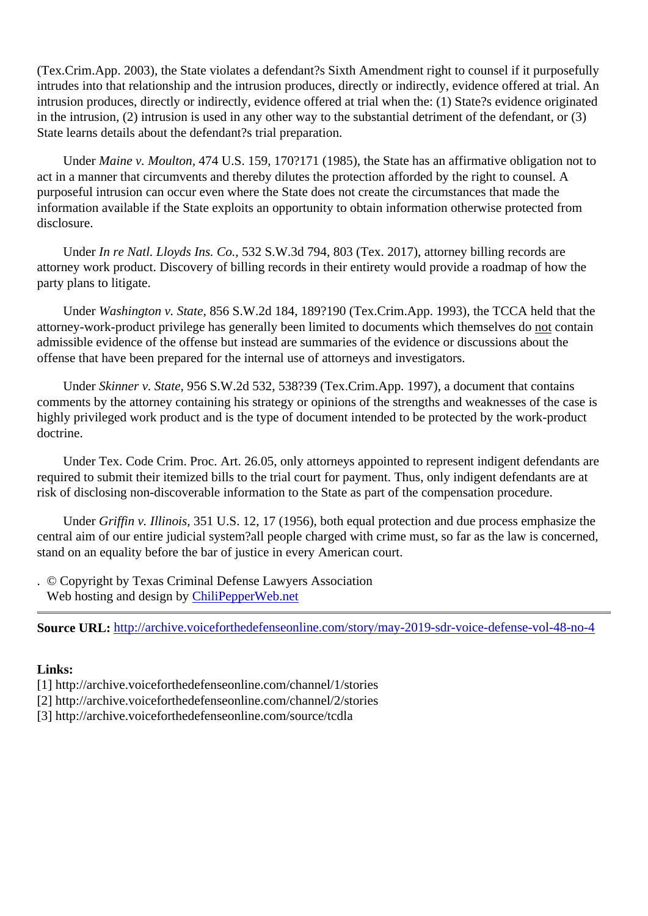(Tex.Crim.App. 2003), the State violates a defendant?s Sixth Amendment right to counsel if it purposefully intrudes into that relationship and the intrusion produces, directly or indirectly, evidence offered at trial. An intrusion produces, directly or indirectly, evidence offered at trial when the: (1) State?s evidence originated in the intrusion, (2) intrusion is used in any other way to the substantial detriment of the defendant, or (3) State learns details about the defendant?s trial preparation.

Under *Maine v. Moulton*, 474 U.S. 159, 170?171 (1985), the State has an affirmative obligation not to act in a manner that circumvents and thereby dilutes the protection afforded by the right to counsel. A purposeful intrusion can occur even where the State does not create the circumstances that made the information available if the State exploits an opportunity to obtain information otherwise protected from disclosure.

Under *In re Natl. Lloyds Ins. Co.*, 532 S.W.3d 794, 803 (Tex. 2017), attorney billing records are attorney work product. Discovery of billing records in their entirety would provide a roadmap of how the party plans to litigate.

Under *Washington v. State*, 856 S.W.2d 184, 189?190 (Tex.Crim.App. 1993), the TCCA held that the attorney-work-product privilege has generally been limited to documents which themselves do <u>not</u> contain admissible evidence of the offense but instead are summaries of the evidence or discussions about the offense that have been prepared for the internal use of attorneys and investigators.

Under *Skinner v. State*, 956 S.W.2d 532, 538?39 (Tex.Crim.App. 1997), a document that contains comments by the attorney containing his strategy or opinions of the strengths and weaknesses of the case is highly privileged work product and is the type of document intended to be protected by the work-product doctrine.

Under Tex. Code Crim. Proc. Art. 26.05, only attorneys appointed to represent indigent defendants are required to submit their itemized bills to the trial court for payment. Thus, only indigent defendants are at risk of disclosing non-discoverable information to the State as part of the compensation procedure.

Under *Griffin v. Illinois*, 351 U.S. 12, 17 (1956), both equal protection and due process emphasize the central aim of our entire judicial system?all people charged with crime must, so far as the law is concerned, stand on an equality before the bar of justice in every American court.

. © Copyright by Texas Criminal Defense Lawyers Association
Web hosting and design by ChiliPepperWeb.net

---

**Source URL:** http://archive.voiceforthedefenseonline.com/story/may-2019-sdr-voice-defense-vol-48-no-4

**Links:**
[1] http://archive.voiceforthedefenseonline.com/channel/1/stories
[2] http://archive.voiceforthedefenseonline.com/channel/2/stories
[3] http://archive.voiceforthedefenseonline.com/source/tcdla